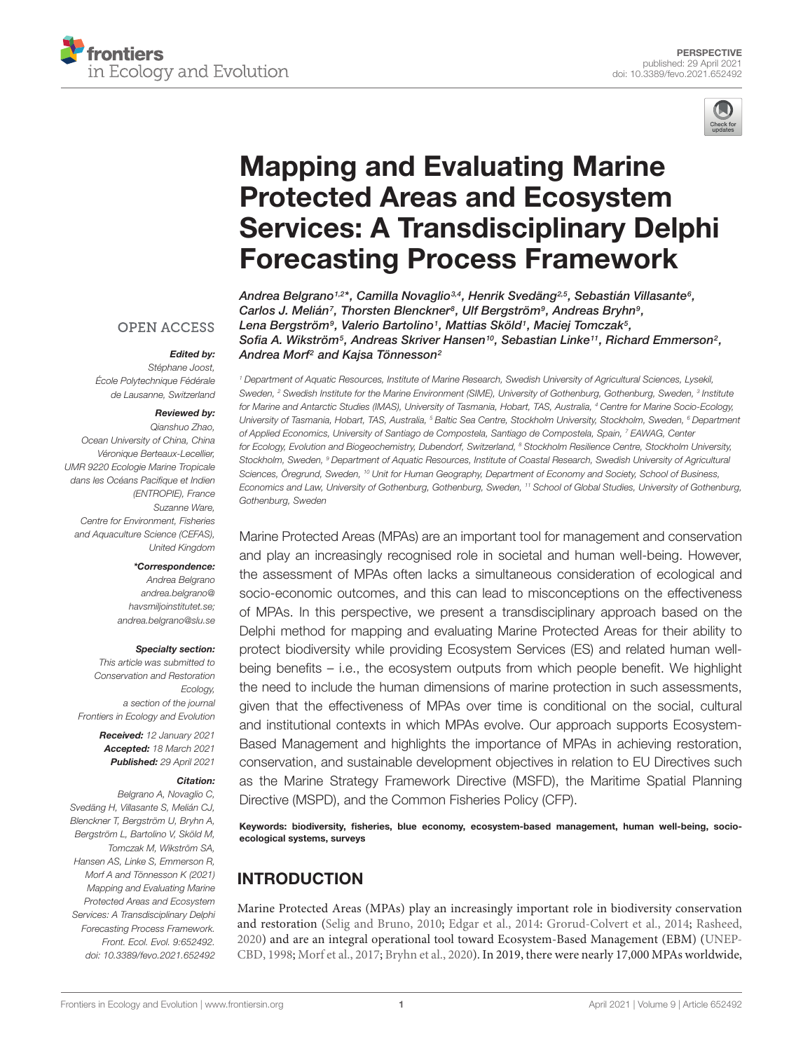PERSPECTIVE
published: 29 April 2021
doi: 10.3389/fevo.2021.652492

# Mapping and Evaluating Marine Protected Areas and Ecosystem Services: A Transdisciplinary Delphi Forecasting Process Framework

*Andrea Belgrano[1,2]*, Camilla Novaglio[3,4], Henrik Svedäng[2,5], Sebastián Villasante[6], Carlos J. Melián[7], Thorsten Blenckner[8], Ulf Bergström[9], Andreas Bryhn[9], Lena Bergström[9], Valerio Bartolino[1], Mattias Sköld[1], Maciej Tomczak[5], Sofia A. Wikström[5], Andreas Skriver Hansen[10], Sebastian Linke[11], Richard Emmerson[2], Andrea Morf[2] and Kajsa Tönnesson[2]*

[1] Department of Aquatic Resources, Institute of Marine Research, Swedish University of Agricultural Sciences, Lysekil, Sweden, [2] Swedish Institute for the Marine Environment (SIME), University of Gothenburg, Gothenburg, Sweden, [3] Institute for Marine and Antarctic Studies (IMAS), University of Tasmania, Hobart, TAS, Australia, [4] Centre for Marine Socio-Ecology, University of Tasmania, Hobart, TAS, Australia, [5] Baltic Sea Centre, Stockholm University, Stockholm, Sweden, [6] Department of Applied Economics, University of Santiago de Compostela, Santiago de Compostela, Spain, [7] EAWAG, Center for Ecology, Evolution and Biogeochemistry, Dubendorf, Switzerland, [8] Stockholm Resilience Centre, Stockholm University, Stockholm, Sweden, [9] Department of Aquatic Resources, Institute of Coastal Research, Swedish University of Agricultural Sciences, Öregrund, Sweden, [10] Unit for Human Geography, Department of Economy and Society, School of Business, Economics and Law, University of Gothenburg, Gothenburg, Sweden, [11] School of Global Studies, University of Gothenburg, Gothenburg, Sweden

OPEN ACCESS

**Edited by:**
*Stéphane Joost, École Polytechnique Fédérale de Lausanne, Switzerland*

**Reviewed by:**
*Qianshuo Zhao, Ocean University of China, China*
*Véronique Berteaux-Lecellier, UMR 9220 Ecologie Marine Tropicale dans les Océans Pacifique et Indien (ENTROPIE), France*
*Suzanne Ware, Centre for Environment, Fisheries and Aquaculture Science (CEFAS), United Kingdom*

***Correspondence:**
*Andrea Belgrano*
*andrea.belgrano@havsmiljoinstitutet.se;*
*andrea.belgrano@slu.se*

**Specialty section:**
*This article was submitted to Conservation and Restoration Ecology, a section of the journal Frontiers in Ecology and Evolution*

**Received:** *12 January 2021*
**Accepted:** *18 March 2021*
**Published:** *29 April 2021*

**Citation:**
*Belgrano A, Novaglio C, Svedäng H, Villasante S, Melián CJ, Blenckner T, Bergström U, Bryhn A, Bergström L, Bartolino V, Sköld M, Tomczak M, Wikström SA, Hansen AS, Linke S, Emmerson R, Morf A and Tönnesson K (2021) Mapping and Evaluating Marine Protected Areas and Ecosystem Services: A Transdisciplinary Delphi Forecasting Process Framework. Front. Ecol. Evol. 9:652492. doi: 10.3389/fevo.2021.652492*

Marine Protected Areas (MPAs) are an important tool for management and conservation and play an increasingly recognised role in societal and human well-being. However, the assessment of MPAs often lacks a simultaneous consideration of ecological and socio-economic outcomes, and this can lead to misconceptions on the effectiveness of MPAs. In this perspective, we present a transdisciplinary approach based on the Delphi method for mapping and evaluating Marine Protected Areas for their ability to protect biodiversity while providing Ecosystem Services (ES) and related human well-being benefits – i.e., the ecosystem outputs from which people benefit. We highlight the need to include the human dimensions of marine protection in such assessments, given that the effectiveness of MPAs over time is conditional on the social, cultural and institutional contexts in which MPAs evolve. Our approach supports Ecosystem-Based Management and highlights the importance of MPAs in achieving restoration, conservation, and sustainable development objectives in relation to EU Directives such as the Marine Strategy Framework Directive (MSFD), the Maritime Spatial Planning Directive (MSPD), and the Common Fisheries Policy (CFP).

**Keywords: biodiversity, fisheries, blue economy, ecosystem-based management, human well-being, socio-ecological systems, surveys**

## INTRODUCTION

Marine Protected Areas (MPAs) play an increasingly important role in biodiversity conservation and restoration (Selig and Bruno, 2010; Edgar et al., 2014; Grorud-Colvert et al., 2014; Rasheed, 2020) and are an integral operational tool toward Ecosystem-Based Management (EBM) (UNEP-CBD, 1998; Morf et al., 2017; Bryhn et al., 2020). In 2019, there were nearly 17,000 MPAs worldwide,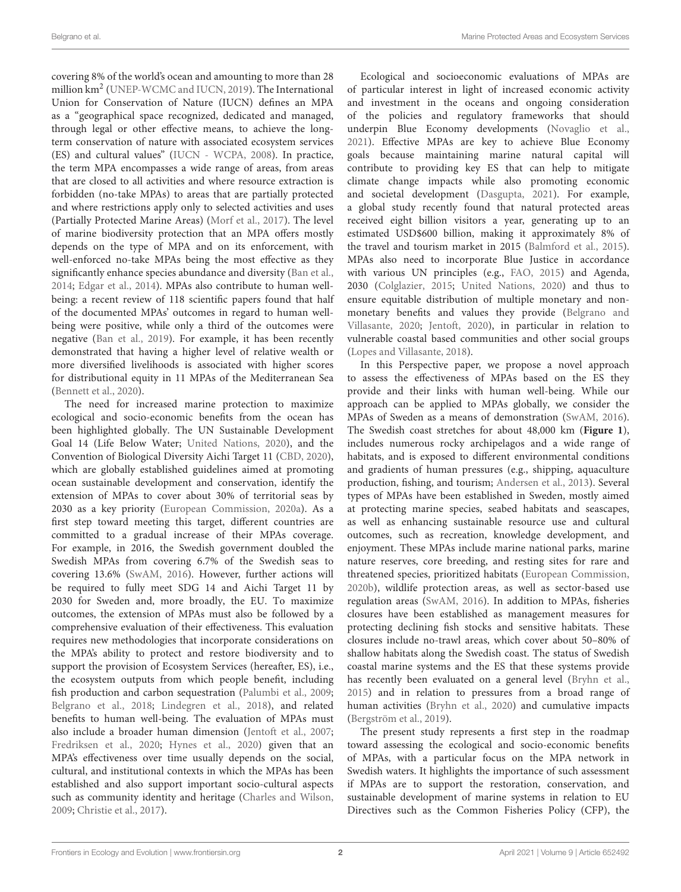covering 8% of the world's ocean and amounting to more than 28 million km$^2$ (UNEP-WCMC and IUCN, 2019). The International Union for Conservation of Nature (IUCN) defines an MPA as a "geographical space recognized, dedicated and managed, through legal or other effective means, to achieve the long-term conservation of nature with associated ecosystem services (ES) and cultural values" (IUCN - WCPA, 2008). In practice, the term MPA encompasses a wide range of areas, from areas that are closed to all activities and where resource extraction is forbidden (no-take MPAs) to areas that are partially protected and where restrictions apply only to selected activities and uses (Partially Protected Marine Areas) (Morf et al., 2017). The level of marine biodiversity protection that an MPA offers mostly depends on the type of MPA and on its enforcement, with well-enforced no-take MPAs being the most effective as they significantly enhance species abundance and diversity (Ban et al., 2014; Edgar et al., 2014). MPAs also contribute to human well-being: a recent review of 118 scientific papers found that half of the documented MPAs' outcomes in regard to human well-being were positive, while only a third of the outcomes were negative (Ban et al., 2019). For example, it has been recently demonstrated that having a higher level of relative wealth or more diversified livelihoods is associated with higher scores for distributional equity in 11 MPAs of the Mediterranean Sea (Bennett et al., 2020).

The need for increased marine protection to maximize ecological and socio-economic benefits from the ocean has been highlighted globally. The UN Sustainable Development Goal 14 (Life Below Water; United Nations, 2020), and the Convention of Biological Diversity Aichi Target 11 (CBD, 2020), which are globally established guidelines aimed at promoting ocean sustainable development and conservation, identify the extension of MPAs to cover about 30% of territorial seas by 2030 as a key priority (European Commission, 2020a). As a first step toward meeting this target, different countries are committed to a gradual increase of their MPAs coverage. For example, in 2016, the Swedish government doubled the Swedish MPAs from covering 6.7% of the Swedish seas to covering 13.6% (SwAM, 2016). However, further actions will be required to fully meet SDG 14 and Aichi Target 11 by 2030 for Sweden and, more broadly, the EU. To maximize outcomes, the extension of MPAs must also be followed by a comprehensive evaluation of their effectiveness. This evaluation requires new methodologies that incorporate considerations on the MPA's ability to protect and restore biodiversity and to support the provision of Ecosystem Services (hereafter, ES), i.e., the ecosystem outputs from which people benefit, including fish production and carbon sequestration (Palumbi et al., 2009; Belgrano et al., 2018; Lindegren et al., 2018), and related benefits to human well-being. The evaluation of MPAs must also include a broader human dimension (Jentoft et al., 2007; Fredriksen et al., 2020; Hynes et al., 2020) given that an MPA's effectiveness over time usually depends on the social, cultural, and institutional contexts in which the MPAs has been established and also support important socio-cultural aspects such as community identity and heritage (Charles and Wilson, 2009; Christie et al., 2017).

Ecological and socioeconomic evaluations of MPAs are of particular interest in light of increased economic activity and investment in the oceans and ongoing consideration of the policies and regulatory frameworks that should underpin Blue Economy developments (Novaglio et al., 2021). Effective MPAs are key to achieve Blue Economy goals because maintaining marine natural capital will contribute to providing key ES that can help to mitigate climate change impacts while also promoting economic and societal development (Dasgupta, 2021). For example, a global study recently found that natural protected areas received eight billion visitors a year, generating up to an estimated USD$600 billion, making it approximately 8% of the travel and tourism market in 2015 (Balmford et al., 2015). MPAs also need to incorporate Blue Justice in accordance with various UN principles (e.g., FAO, 2015) and Agenda, 2030 (Colglazier, 2015; United Nations, 2020) and thus to ensure equitable distribution of multiple monetary and non-monetary benefits and values they provide (Belgrano and Villasante, 2020; Jentoft, 2020), in particular in relation to vulnerable coastal based communities and other social groups (Lopes and Villasante, 2018).

In this Perspective paper, we propose a novel approach to assess the effectiveness of MPAs based on the ES they provide and their links with human well-being. While our approach can be applied to MPAs globally, we consider the MPAs of Sweden as a means of demonstration (SwAM, 2016). The Swedish coast stretches for about 48,000 km (**Figure 1**), includes numerous rocky archipelagos and a wide range of habitats, and is exposed to different environmental conditions and gradients of human pressures (e.g., shipping, aquaculture production, fishing, and tourism; Andersen et al., 2013). Several types of MPAs have been established in Sweden, mostly aimed at protecting marine species, seabed habitats and seascapes, as well as enhancing sustainable resource use and cultural outcomes, such as recreation, knowledge development, and enjoyment. These MPAs include marine national parks, marine nature reserves, core breeding, and resting sites for rare and threatened species, prioritized habitats (European Commission, 2020b), wildlife protection areas, as well as sector-based use regulation areas (SwAM, 2016). In addition to MPAs, fisheries closures have been established as management measures for protecting declining fish stocks and sensitive habitats. These closures include no-trawl areas, which cover about 50–80% of shallow habitats along the Swedish coast. The status of Swedish coastal marine systems and the ES that these systems provide has recently been evaluated on a general level (Bryhn et al., 2015) and in relation to pressures from a broad range of human activities (Bryhn et al., 2020) and cumulative impacts (Bergström et al., 2019).

The present study represents a first step in the roadmap toward assessing the ecological and socio-economic benefits of MPAs, with a particular focus on the MPA network in Swedish waters. It highlights the importance of such assessment if MPAs are to support the restoration, conservation, and sustainable development of marine systems in relation to EU Directives such as the Common Fisheries Policy (CFP), the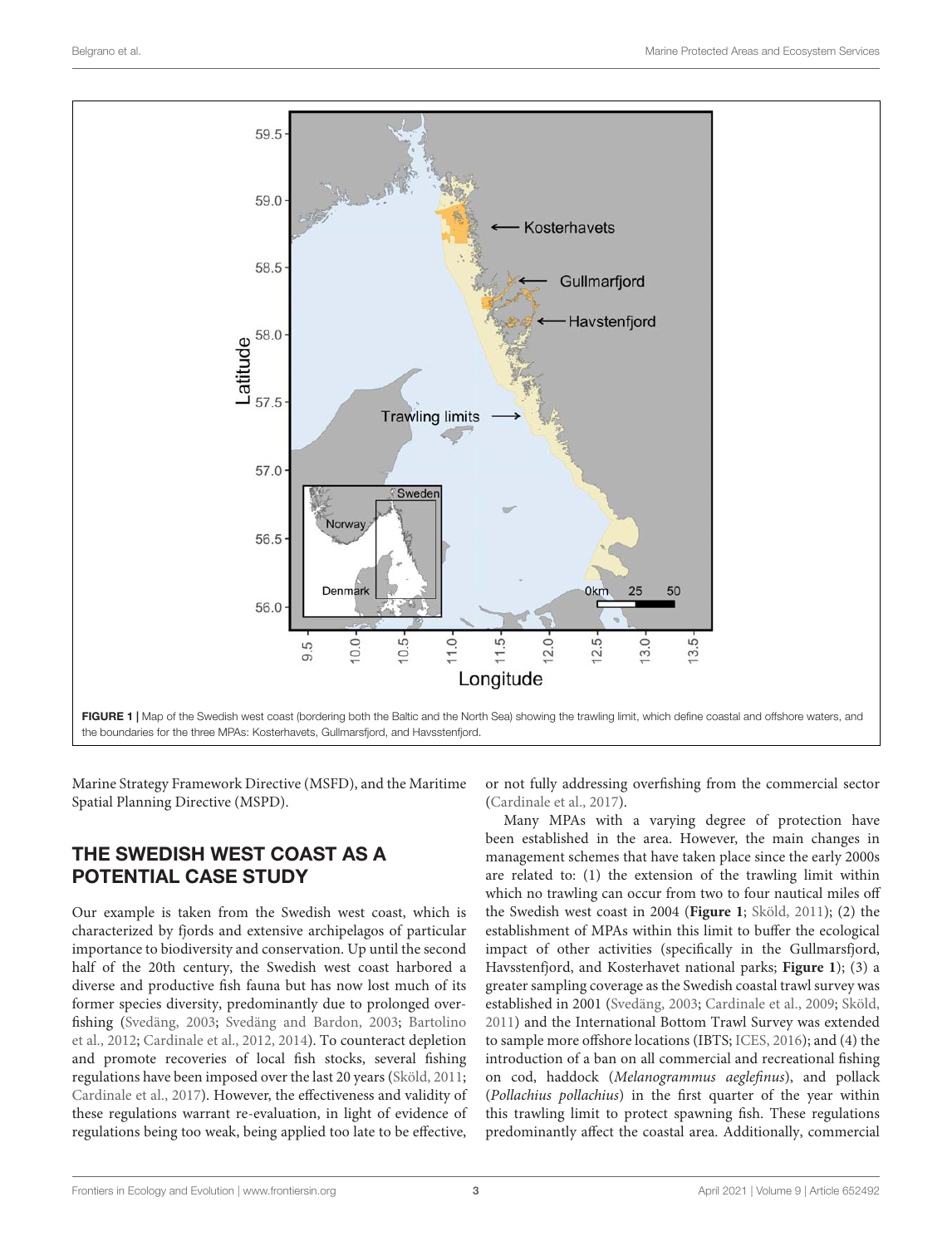FIGURE 1 | Map of the Swedish west coast (bordering both the Baltic and the North Sea) showing the trawling limit, which define coastal and offshore waters, and the boundaries for the three MPAs: Kosterhavets, Gullmarsfjord, and Havsstenfjord.

Marine Strategy Framework Directive (MSFD), and the Maritime Spatial Planning Directive (MSPD).

## THE SWEDISH WEST COAST AS A POTENTIAL CASE STUDY

Our example is taken from the Swedish west coast, which is characterized by fjords and extensive archipelagos of particular importance to biodiversity and conservation. Up until the second half of the 20th century, the Swedish west coast harbored a diverse and productive fish fauna but has now lost much of its former species diversity, predominantly due to prolonged over-fishing (Svedäng, 2003; Svedäng and Bardon, 2003; Bartolino et al., 2012; Cardinale et al., 2012, 2014). To counteract depletion and promote recoveries of local fish stocks, several fishing regulations have been imposed over the last 20 years (Sköld, 2011; Cardinale et al., 2017). However, the effectiveness and validity of these regulations warrant re-evaluation, in light of evidence of regulations being too weak, being applied too late to be effective, or not fully addressing overfishing from the commercial sector (Cardinale et al., 2017).

Many MPAs with a varying degree of protection have been established in the area. However, the main changes in management schemes that have taken place since the early 2000s are related to: (1) the extension of the trawling limit within which no trawling can occur from two to four nautical miles off the Swedish west coast in 2004 (**Figure 1**; Sköld, 2011); (2) the establishment of MPAs within this limit to buffer the ecological impact of other activities (specifically in the Gullmarsfjord, Havsstenfjord, and Kosterhavet national parks; **Figure 1**); (3) a greater sampling coverage as the Swedish coastal trawl survey was established in 2001 (Svedäng, 2003; Cardinale et al., 2009; Sköld, 2011) and the International Bottom Trawl Survey was extended to sample more offshore locations (IBTS; ICES, 2016); and (4) the introduction of a ban on all commercial and recreational fishing on cod, haddock (*Melanogrammus aeglefinus*), and pollack (*Pollachius pollachius*) in the first quarter of the year within this trawling limit to protect spawning fish. These regulations predominantly affect the coastal area. Additionally, commercial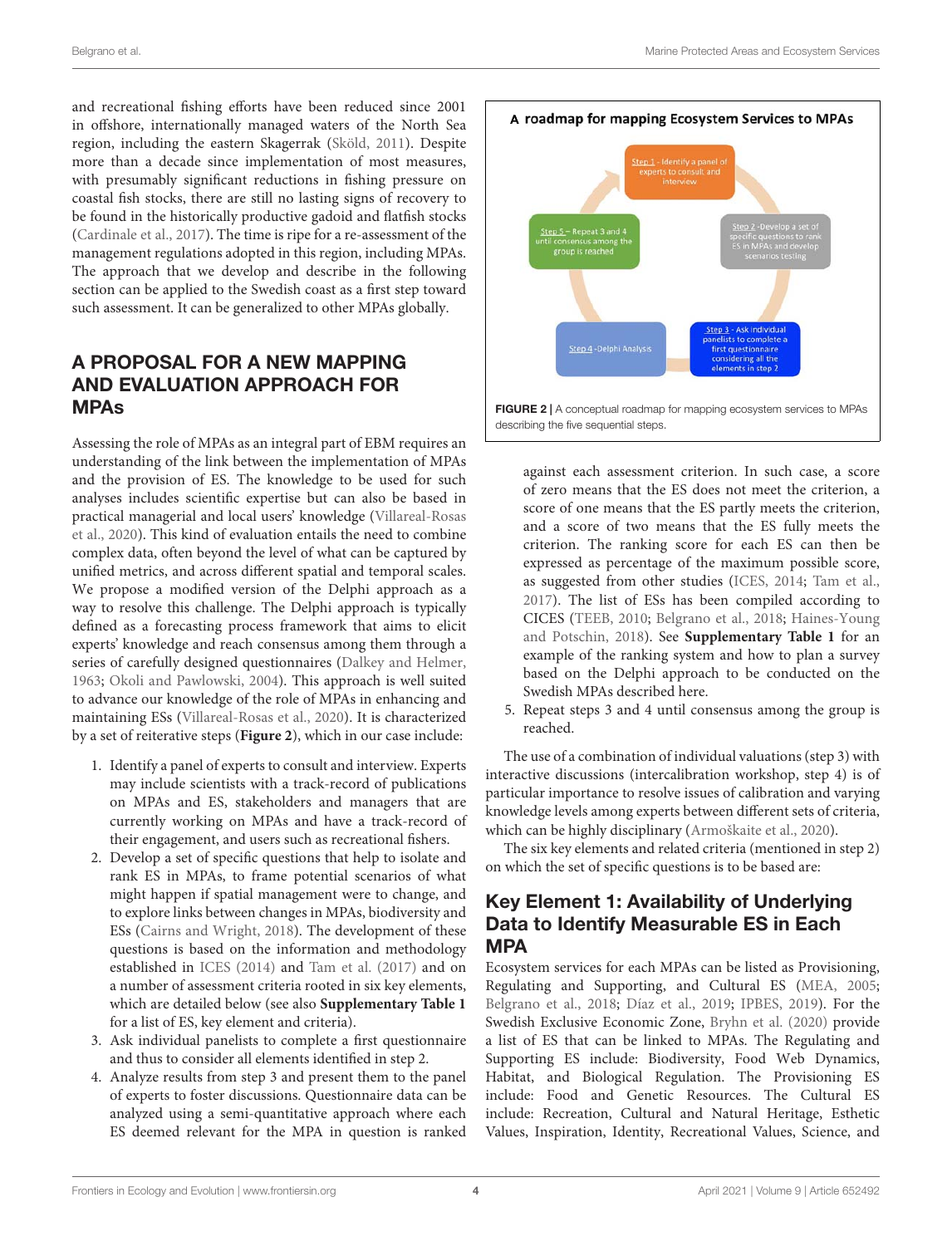and recreational fishing efforts have been reduced since 2001 in offshore, internationally managed waters of the North Sea region, including the eastern Skagerrak (Sköld, 2011). Despite more than a decade since implementation of most measures, with presumably significant reductions in fishing pressure on coastal fish stocks, there are still no lasting signs of recovery to be found in the historically productive gadoid and flatfish stocks (Cardinale et al., 2017). The time is ripe for a re-assessment of the management regulations adopted in this region, including MPAs. The approach that we develop and describe in the following section can be applied to the Swedish coast as a first step toward such assessment. It can be generalized to other MPAs globally.

## A PROPOSAL FOR A NEW MAPPING AND EVALUATION APPROACH FOR MPAs

Assessing the role of MPAs as an integral part of EBM requires an understanding of the link between the implementation of MPAs and the provision of ES. The knowledge to be used for such analyses includes scientific expertise but can also be based in practical managerial and local users' knowledge (Villareal-Rosas et al., 2020). This kind of evaluation entails the need to combine complex data, often beyond the level of what can be captured by unified metrics, and across different spatial and temporal scales. We propose a modified version of the Delphi approach as a way to resolve this challenge. The Delphi approach is typically defined as a forecasting process framework that aims to elicit experts' knowledge and reach consensus among them through a series of carefully designed questionnaires (Dalkey and Helmer, 1963; Okoli and Pawlowski, 2004). This approach is well suited to advance our knowledge of the role of MPAs in enhancing and maintaining ESs (Villareal-Rosas et al., 2020). It is characterized by a set of reiterative steps (**Figure 2**), which in our case include:

**A roadmap for mapping Ecosystem Services to MPAs**

Step 1 - Identify a panel of experts to consult and interview

Step 2 - Develop a set of specific questions to rank ES in MPAs and develop scenarios testing

Step 3 - Ask individual panelists to complete a first questionnaire considering all the elements in step 2

Step 4 - Delphi Analysis

Step 5 - Repeat 3 and 4 until consensus among the group is reached

**FIGURE 2 |** A conceptual roadmap for mapping ecosystem services to MPAs describing the five sequential steps.

1. Identify a panel of experts to consult and interview. Experts may include scientists with a track-record of publications on MPAs and ES, stakeholders and managers that are currently working on MPAs and have a track-record of their engagement, and users such as recreational fishers.
2. Develop a set of specific questions that help to isolate and rank ES in MPAs, to frame potential scenarios of what might happen if spatial management were to change, and to explore links between changes in MPAs, biodiversity and ESs (Cairns and Wright, 2018). The development of these questions is based on the information and methodology established in ICES (2014) and Tam et al. (2017) and on a number of assessment criteria rooted in six key elements, which are detailed below (see also **Supplementary Table 1** for a list of ES, key element and criteria).
3. Ask individual panelists to complete a first questionnaire and thus to consider all elements identified in step 2.
4. Analyze results from step 3 and present them to the panel of experts to foster discussions. Questionnaire data can be analyzed using a semi-quantitative approach where each ES deemed relevant for the MPA in question is ranked against each assessment criterion. In such case, a score of zero means that the ES does not meet the criterion, a score of one means that the ES partly meets the criterion, and a score of two means that the ES fully meets the criterion. The ranking score for each ES can then be expressed as percentage of the maximum possible score, as suggested from other studies (ICES, 2014; Tam et al., 2017). The list of ESs has been compiled according to CICES (TEEB, 2010; Belgrano et al., 2018; Haines-Young and Potschin, 2018). See **Supplementary Table 1** for an example of the ranking system and how to plan a survey based on the Delphi approach to be conducted on the Swedish MPAs described here.
5. Repeat steps 3 and 4 until consensus among the group is reached.

The use of a combination of individual valuations (step 3) with interactive discussions (intercalibration workshop, step 4) is of particular importance to resolve issues of calibration and varying knowledge levels among experts between different sets of criteria, which can be highly disciplinary (Armoškaite et al., 2020).

The six key elements and related criteria (mentioned in step 2) on which the set of specific questions is to be based are:

### Key Element 1: Availability of Underlying Data to Identify Measurable ES in Each MPA

Ecosystem services for each MPAs can be listed as Provisioning, Regulating and Supporting, and Cultural ES (MEA, 2005; Belgrano et al., 2018; Díaz et al., 2019; IPBES, 2019). For the Swedish Exclusive Economic Zone, Bryhn et al. (2020) provide a list of ES that can be linked to MPAs. The Regulating and Supporting ES include: Biodiversity, Food Web Dynamics, Habitat, and Biological Regulation. The Provisioning ES include: Food and Genetic Resources. The Cultural ES include: Recreation, Cultural and Natural Heritage, Esthetic Values, Inspiration, Identity, Recreational Values, Science, and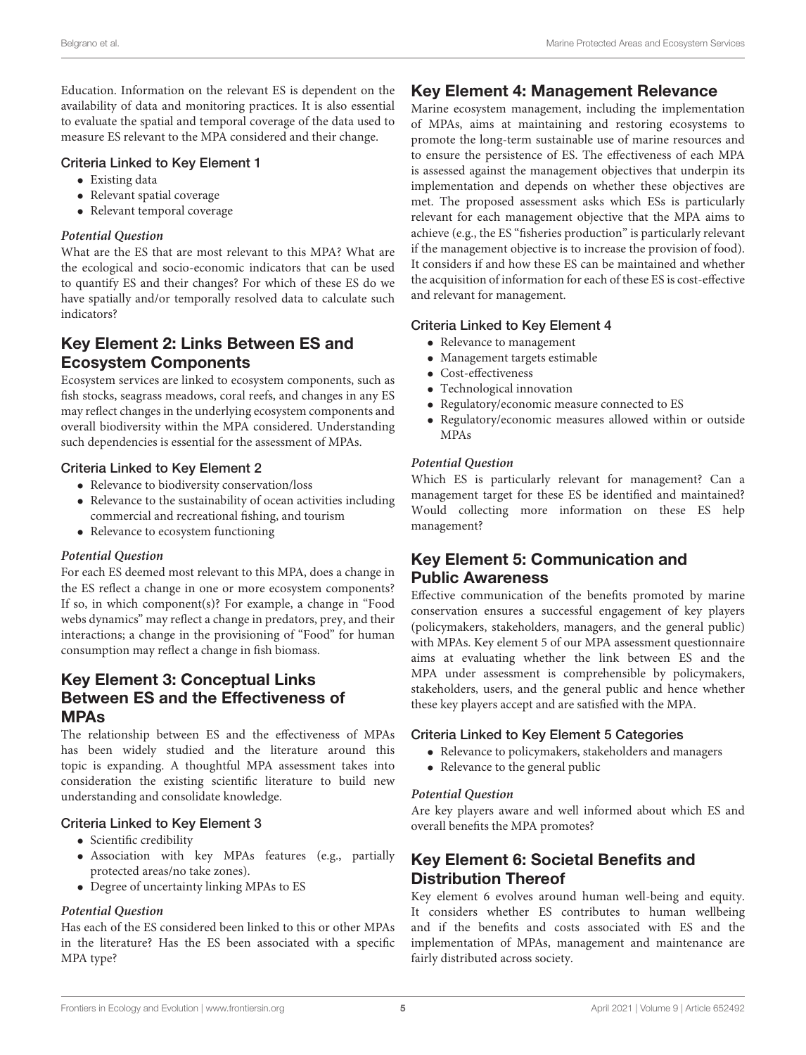Education. Information on the relevant ES is dependent on the availability of data and monitoring practices. It is also essential to evaluate the spatial and temporal coverage of the data used to measure ES relevant to the MPA considered and their change.

### Criteria Linked to Key Element 1

- Existing data
- Relevant spatial coverage
- Relevant temporal coverage

#### *Potential Question*

What are the ES that are most relevant to this MPA? What are the ecological and socio-economic indicators that can be used to quantify ES and their changes? For which of these ES do we have spatially and/or temporally resolved data to calculate such indicators?

## Key Element 2: Links Between ES and Ecosystem Components

Ecosystem services are linked to ecosystem components, such as fish stocks, seagrass meadows, coral reefs, and changes in any ES may reflect changes in the underlying ecosystem components and overall biodiversity within the MPA considered. Understanding such dependencies is essential for the assessment of MPAs.

### Criteria Linked to Key Element 2

- Relevance to biodiversity conservation/loss
- Relevance to the sustainability of ocean activities including commercial and recreational fishing, and tourism
- Relevance to ecosystem functioning

#### *Potential Question*

For each ES deemed most relevant to this MPA, does a change in the ES reflect a change in one or more ecosystem components? If so, in which component(s)? For example, a change in "Food webs dynamics" may reflect a change in predators, prey, and their interactions; a change in the provisioning of "Food" for human consumption may reflect a change in fish biomass.

## Key Element 3: Conceptual Links Between ES and the Effectiveness of MPAs

The relationship between ES and the effectiveness of MPAs has been widely studied and the literature around this topic is expanding. A thoughtful MPA assessment takes into consideration the existing scientific literature to build new understanding and consolidate knowledge.

### Criteria Linked to Key Element 3

- Scientific credibility
- Association with key MPAs features (e.g., partially protected areas/no take zones).
- Degree of uncertainty linking MPAs to ES

#### *Potential Question*

Has each of the ES considered been linked to this or other MPAs in the literature? Has the ES been associated with a specific MPA type?

## Key Element 4: Management Relevance

Marine ecosystem management, including the implementation of MPAs, aims at maintaining and restoring ecosystems to promote the long-term sustainable use of marine resources and to ensure the persistence of ES. The effectiveness of each MPA is assessed against the management objectives that underpin its implementation and depends on whether these objectives are met. The proposed assessment asks which ESs is particularly relevant for each management objective that the MPA aims to achieve (e.g., the ES "fisheries production" is particularly relevant if the management objective is to increase the provision of food). It considers if and how these ES can be maintained and whether the acquisition of information for each of these ES is cost-effective and relevant for management.

### Criteria Linked to Key Element 4

- Relevance to management
- Management targets estimable
- Cost-effectiveness
- Technological innovation
- Regulatory/economic measure connected to ES
- Regulatory/economic measures allowed within or outside MPAs

#### *Potential Question*

Which ES is particularly relevant for management? Can a management target for these ES be identified and maintained? Would collecting more information on these ES help management?

## Key Element 5: Communication and Public Awareness

Effective communication of the benefits promoted by marine conservation ensures a successful engagement of key players (policymakers, stakeholders, managers, and the general public) with MPAs. Key element 5 of our MPA assessment questionnaire aims at evaluating whether the link between ES and the MPA under assessment is comprehensible by policymakers, stakeholders, users, and the general public and hence whether these key players accept and are satisfied with the MPA.

### Criteria Linked to Key Element 5 Categories

- Relevance to policymakers, stakeholders and managers
- Relevance to the general public

#### *Potential Question*

Are key players aware and well informed about which ES and overall benefits the MPA promotes?

## Key Element 6: Societal Benefits and Distribution Thereof

Key element 6 evolves around human well-being and equity. It considers whether ES contributes to human wellbeing and if the benefits and costs associated with ES and the implementation of MPAs, management and maintenance are fairly distributed across society.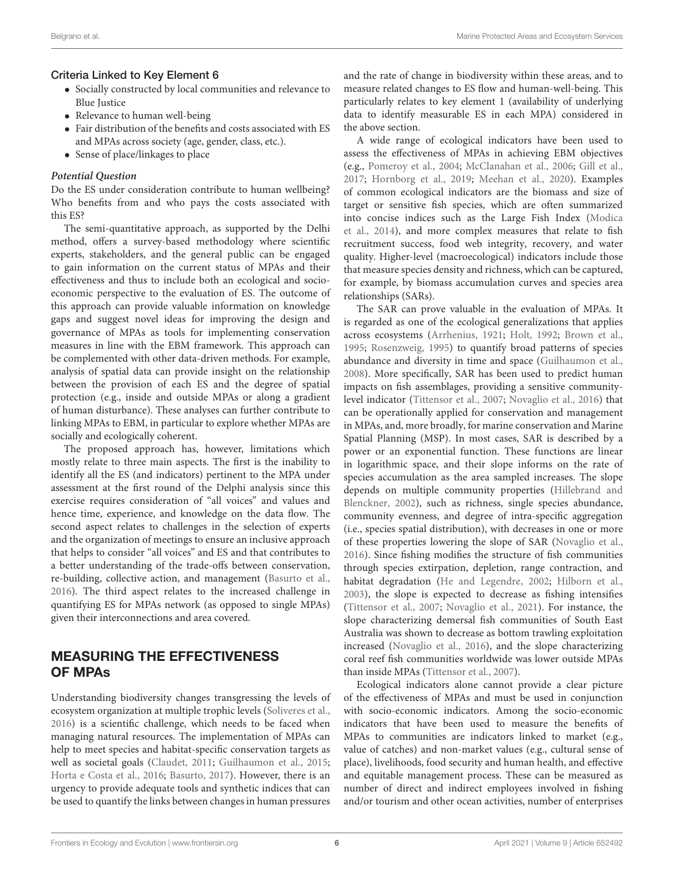### Criteria Linked to Key Element 6

- Socially constructed by local communities and relevance to Blue Justice
- Relevance to human well-being
- Fair distribution of the benefits and costs associated with ES and MPAs across society (age, gender, class, etc.).
- Sense of place/linkages to place

#### *Potential Question*

Do the ES under consideration contribute to human wellbeing? Who benefits from and who pays the costs associated with this ES?

The semi-quantitative approach, as supported by the Delhi method, offers a survey-based methodology where scientific experts, stakeholders, and the general public can be engaged to gain information on the current status of MPAs and their effectiveness and thus to include both an ecological and socio-economic perspective to the evaluation of ES. The outcome of this approach can provide valuable information on knowledge gaps and suggest novel ideas for improving the design and governance of MPAs as tools for implementing conservation measures in line with the EBM framework. This approach can be complemented with other data-driven methods. For example, analysis of spatial data can provide insight on the relationship between the provision of each ES and the degree of spatial protection (e.g., inside and outside MPAs or along a gradient of human disturbance). These analyses can further contribute to linking MPAs to EBM, in particular to explore whether MPAs are socially and ecologically coherent.

The proposed approach has, however, limitations which mostly relate to three main aspects. The first is the inability to identify all the ES (and indicators) pertinent to the MPA under assessment at the first round of the Delphi analysis since this exercise requires consideration of "all voices" and values and hence time, experience, and knowledge on the data flow. The second aspect relates to challenges in the selection of experts and the organization of meetings to ensure an inclusive approach that helps to consider "all voices" and ES and that contributes to a better understanding of the trade-offs between conservation, re-building, collective action, and management (Basurto et al., 2016). The third aspect relates to the increased challenge in quantifying ES for MPAs network (as opposed to single MPAs) given their interconnections and area covered.

## MEASURING THE EFFECTIVENESS OF MPAs

Understanding biodiversity changes transgressing the levels of ecosystem organization at multiple trophic levels (Soliveres et al., 2016) is a scientific challenge, which needs to be faced when managing natural resources. The implementation of MPAs can help to meet species and habitat-specific conservation targets as well as societal goals (Claudet, 2011; Guilhaumon et al., 2015; Horta e Costa et al., 2016; Basurto, 2017). However, there is an urgency to provide adequate tools and synthetic indices that can be used to quantify the links between changes in human pressures and the rate of change in biodiversity within these areas, and to measure related changes to ES flow and human-well-being. This particularly relates to key element 1 (availability of underlying data to identify measurable ES in each MPA) considered in the above section.

A wide range of ecological indicators have been used to assess the effectiveness of MPAs in achieving EBM objectives (e.g., Pomeroy et al., 2004; McClanahan et al., 2006; Gill et al., 2017; Hornborg et al., 2019; Meehan et al., 2020). Examples of common ecological indicators are the biomass and size of target or sensitive fish species, which are often summarized into concise indices such as the Large Fish Index (Modica et al., 2014), and more complex measures that relate to fish recruitment success, food web integrity, recovery, and water quality. Higher-level (macroecological) indicators include those that measure species density and richness, which can be captured, for example, by biomass accumulation curves and species area relationships (SARs).

The SAR can prove valuable in the evaluation of MPAs. It is regarded as one of the ecological generalizations that applies across ecosystems (Arrhenius, 1921; Holt, 1992; Brown et al., 1995; Rosenzweig, 1995) to quantify broad patterns of species abundance and diversity in time and space (Guilhaumon et al., 2008). More specifically, SAR has been used to predict human impacts on fish assemblages, providing a sensitive community-level indicator (Tittensor et al., 2007; Novaglio et al., 2016) that can be operationally applied for conservation and management in MPAs, and, more broadly, for marine conservation and Marine Spatial Planning (MSP). In most cases, SAR is described by a power or an exponential function. These functions are linear in logarithmic space, and their slope informs on the rate of species accumulation as the area sampled increases. The slope depends on multiple community properties (Hillebrand and Blenckner, 2002), such as richness, single species abundance, community evenness, and degree of intra-specific aggregation (i.e., species spatial distribution), with decreases in one or more of these properties lowering the slope of SAR (Novaglio et al., 2016). Since fishing modifies the structure of fish communities through species extirpation, depletion, range contraction, and habitat degradation (He and Legendre, 2002; Hilborn et al., 2003), the slope is expected to decrease as fishing intensifies (Tittensor et al., 2007; Novaglio et al., 2021). For instance, the slope characterizing demersal fish communities of South East Australia was shown to decrease as bottom trawling exploitation increased (Novaglio et al., 2016), and the slope characterizing coral reef fish communities worldwide was lower outside MPAs than inside MPAs (Tittensor et al., 2007).

Ecological indicators alone cannot provide a clear picture of the effectiveness of MPAs and must be used in conjunction with socio-economic indicators. Among the socio-economic indicators that have been used to measure the benefits of MPAs to communities are indicators linked to market (e.g., value of catches) and non-market values (e.g., cultural sense of place), livelihoods, food security and human health, and effective and equitable management process. These can be measured as number of direct and indirect employees involved in fishing and/or tourism and other ocean activities, number of enterprises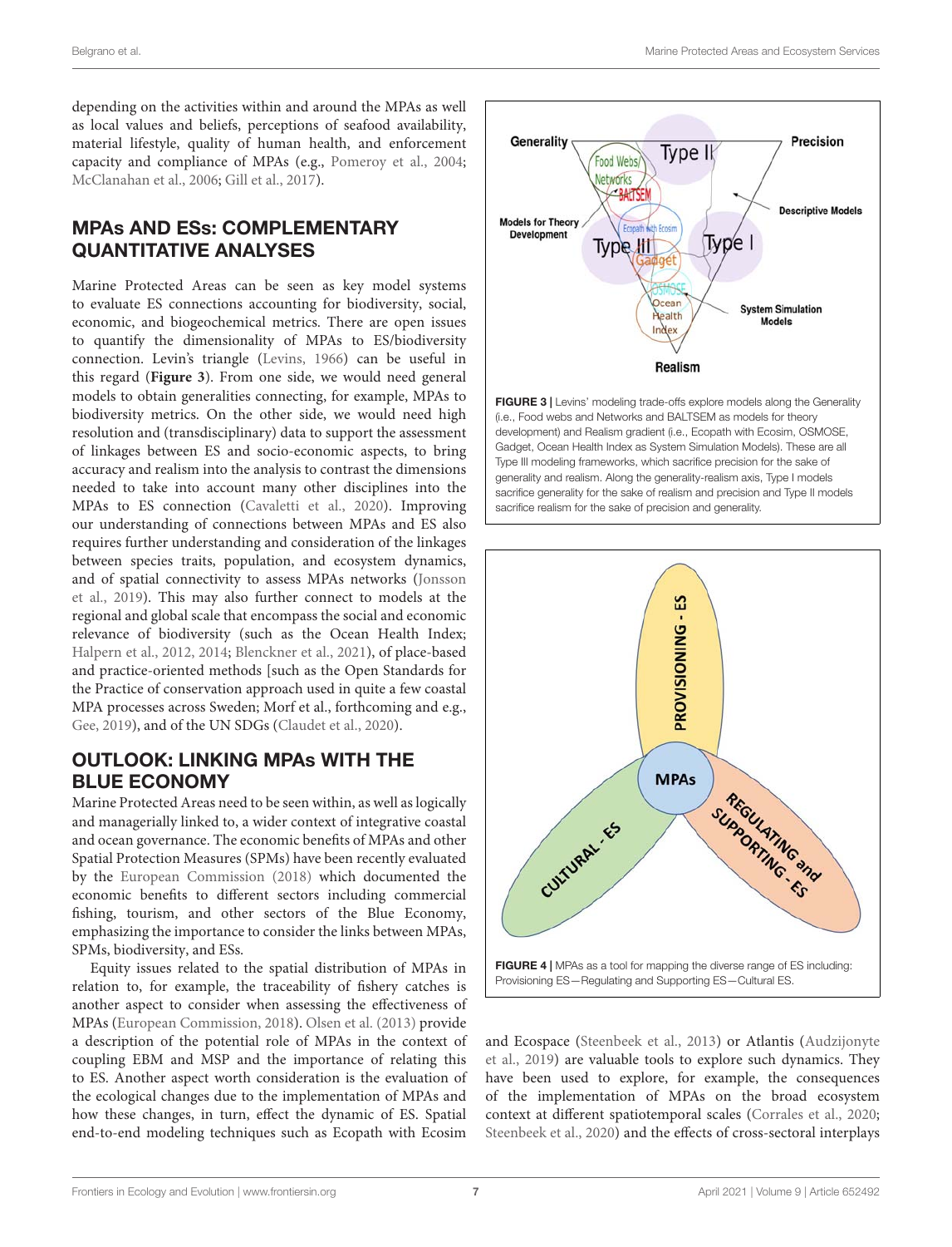depending on the activities within and around the MPAs as well as local values and beliefs, perceptions of seafood availability, material lifestyle, quality of human health, and enforcement capacity and compliance of MPAs (e.g., Pomeroy et al., 2004; McClanahan et al., 2006; Gill et al., 2017).

## MPAs AND ESs: COMPLEMENTARY QUANTITATIVE ANALYSES

Marine Protected Areas can be seen as key model systems to evaluate ES connections accounting for biodiversity, social, economic, and biogeochemical metrics. There are open issues to quantify the dimensionality of MPAs to ES/biodiversity connection. Levin's triangle (Levins, 1966) can be useful in this regard (**Figure 3**). From one side, we would need general models to obtain generalities connecting, for example, MPAs to biodiversity metrics. On the other side, we would need high resolution and (transdisciplinary) data to support the assessment of linkages between ES and socio-economic aspects, to bring accuracy and realism into the analysis to contrast the dimensions needed to take into account many other disciplines into the MPAs to ES connection (Cavaletti et al., 2020). Improving our understanding of connections between MPAs and ES also requires further understanding and consideration of the linkages between species traits, population, and ecosystem dynamics, and of spatial connectivity to assess MPAs networks (Jonsson et al., 2019). This may also further connect to models at the regional and global scale that encompass the social and economic relevance of biodiversity (such as the Ocean Health Index; Halpern et al., 2012, 2014; Blenckner et al., 2021), of place-based and practice-oriented methods [such as the Open Standards for the Practice of conservation approach used in quite a few coastal MPA processes across Sweden; Morf et al., forthcoming and e.g., Gee, 2019), and of the UN SDGs (Claudet et al., 2020).

## OUTLOOK: LINKING MPAs WITH THE BLUE ECONOMY

Marine Protected Areas need to be seen within, as well as logically and managerially linked to, a wider context of integrative coastal and ocean governance. The economic benefits of MPAs and other Spatial Protection Measures (SPMs) have been recently evaluated by the European Commission (2018) which documented the economic benefits to different sectors including commercial fishing, tourism, and other sectors of the Blue Economy, emphasizing the importance to consider the links between MPAs, SPMs, biodiversity, and ESs.

Equity issues related to the spatial distribution of MPAs in relation to, for example, the traceability of fishery catches is another aspect to consider when assessing the effectiveness of MPAs (European Commission, 2018). Olsen et al. (2013) provide a description of the potential role of MPAs in the context of coupling EBM and MSP and the importance of relating this to ES. Another aspect worth consideration is the evaluation of the ecological changes due to the implementation of MPAs and how these changes, in turn, effect the dynamic of ES. Spatial end-to-end modeling techniques such as Ecopath with Ecosim and Ecospace (Steenbeek et al., 2013) or Atlantis (Audzijonyte et al., 2019) are valuable tools to explore such dynamics. They have been used to explore, for example, the consequences of the implementation of MPAs on the broad ecosystem context at different spatiotemporal scales (Corrales et al., 2020; Steenbeek et al., 2020) and the effects of cross-sectoral interplays

**FIGURE 3 |** Levins' modeling trade-offs explore models along the Generality (i.e., Food webs and Networks and BALTSEM as models for theory development) and Realism gradient (i.e., Ecopath with Ecosim, OSMOSE, Gadget, Ocean Health Index as System Simulation Models). These are all Type III modeling frameworks, which sacrifice precision for the sake of generality and realism. Along the generality-realism axis, Type I models sacrifice generality for the sake of realism and precision and Type II models sacrifice realism for the sake of precision and generality.

**FIGURE 4 |** MPAs as a tool for mapping the diverse range of ES including: Provisioning ES—Regulating and Supporting ES—Cultural ES.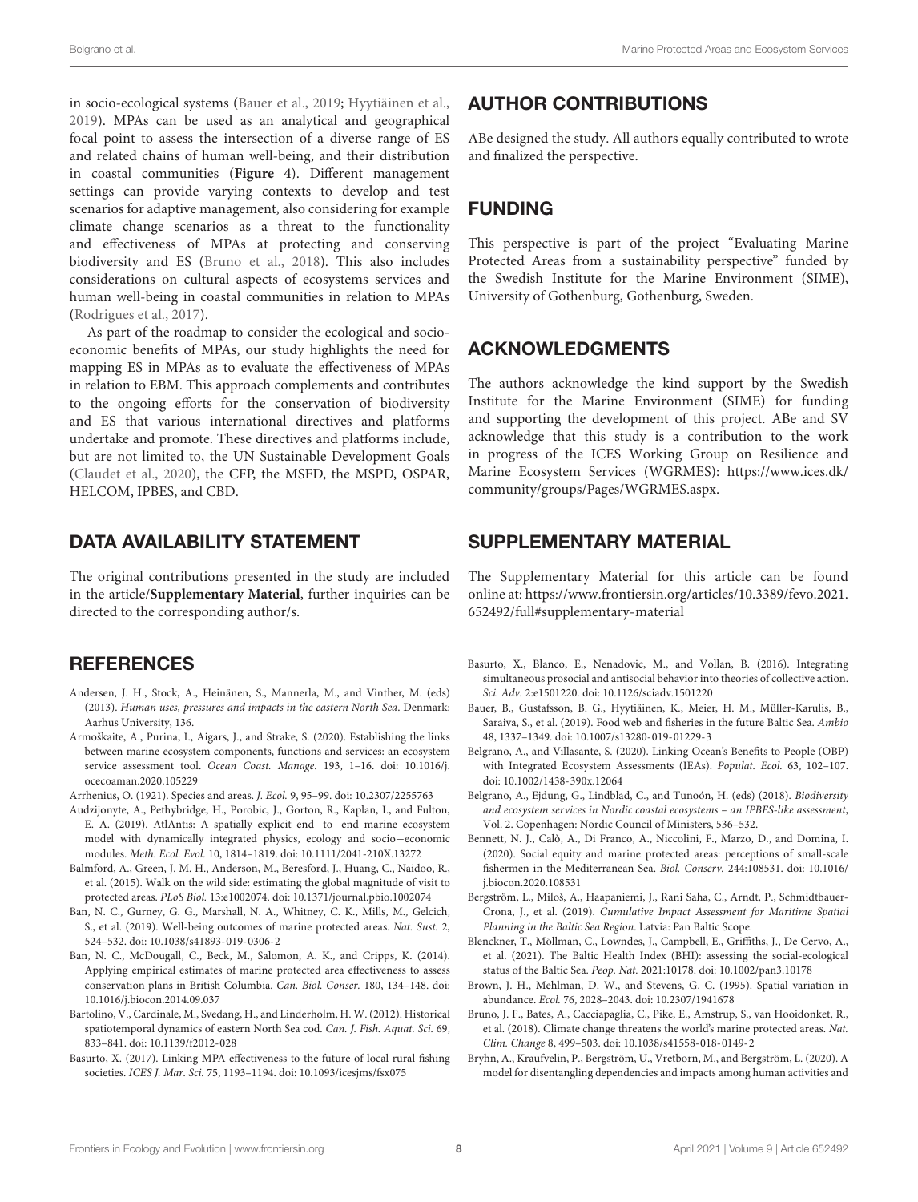in socio-ecological systems (Bauer et al., 2019; Hyytiäinen et al., 2019). MPAs can be used as an analytical and geographical focal point to assess the intersection of a diverse range of ES and related chains of human well-being, and their distribution in coastal communities (**Figure 4**). Different management settings can provide varying contexts to develop and test scenarios for adaptive management, also considering for example climate change scenarios as a threat to the functionality and effectiveness of MPAs at protecting and conserving biodiversity and ES (Bruno et al., 2018). This also includes considerations on cultural aspects of ecosystems services and human well-being in coastal communities in relation to MPAs (Rodrigues et al., 2017).

As part of the roadmap to consider the ecological and socio-economic benefits of MPAs, our study highlights the need for mapping ES in MPAs as to evaluate the effectiveness of MPAs in relation to EBM. This approach complements and contributes to the ongoing efforts for the conservation of biodiversity and ES that various international directives and platforms undertake and promote. These directives and platforms include, but are not limited to, the UN Sustainable Development Goals (Claudet et al., 2020), the CFP, the MSFD, the MSPD, OSPAR, HELCOM, IPBES, and CBD.

## DATA AVAILABILITY STATEMENT

The original contributions presented in the study are included in the article/**Supplementary Material**, further inquiries can be directed to the corresponding author/s.

## AUTHOR CONTRIBUTIONS

ABe designed the study. All authors equally contributed to wrote and finalized the perspective.

## FUNDING

This perspective is part of the project "Evaluating Marine Protected Areas from a sustainability perspective" funded by the Swedish Institute for the Marine Environment (SIME), University of Gothenburg, Gothenburg, Sweden.

## ACKNOWLEDGMENTS

The authors acknowledge the kind support by the Swedish Institute for the Marine Environment (SIME) for funding and supporting the development of this project. ABe and SV acknowledge that this study is a contribution to the work in progress of the ICES Working Group on Resilience and Marine Ecosystem Services (WGRMES): https://www.ices.dk/community/groups/Pages/WGRMES.aspx.

## SUPPLEMENTARY MATERIAL

The Supplementary Material for this article can be found online at: https://www.frontiersin.org/articles/10.3389/fevo.2021.652492/full#supplementary-material

## REFERENCES

Andersen, J. H., Stock, A., Heinänen, S., Mannerla, M., and Vinther, M. (eds) (2013). *Human uses, pressures and impacts in the eastern North Sea*. Denmark: Aarhus University, 136.

Armoškaite, A., Purina, I., Aigars, J., and Strake, S. (2020). Establishing the links between marine ecosystem components, functions and services: an ecosystem service assessment tool. *Ocean Coast. Manage.* 193, 1–16. doi: 10.1016/j.ocecoaman.2020.105229

Arrhenius, O. (1921). Species and areas. *J. Ecol.* 9, 95–99. doi: 10.2307/2255763

Audzijonyte, A., Pethybridge, H., Porobic, J., Gorton, R., Kaplan, I., and Fulton, E. A. (2019). AtlAntis: A spatially explicit end−to−end marine ecosystem model with dynamically integrated physics, ecology and socio−economic modules. *Meth. Ecol. Evol.* 10, 1814–1819. doi: 10.1111/2041-210X.13272

Balmford, A., Green, J. M. H., Anderson, M., Beresford, J., Huang, C., Naidoo, R., et al. (2015). Walk on the wild side: estimating the global magnitude of visit to protected areas. *PLoS Biol.* 13:e1002074. doi: 10.1371/journal.pbio.1002074

Ban, N. C., Gurney, G. G., Marshall, N. A., Whitney, C. K., Mills, M., Gelcich, S., et al. (2019). Well-being outcomes of marine protected areas. *Nat. Sust.* 2, 524–532. doi: 10.1038/s41893-019-0306-2

Ban, N. C., McDougall, C., Beck, M., Salomon, A. K., and Cripps, K. (2014). Applying empirical estimates of marine protected area effectiveness to assess conservation plans in British Columbia. *Can. Biol. Conser.* 180, 134–148. doi: 10.1016/j.biocon.2014.09.037

Bartolino, V., Cardinale, M., Svedang, H., and Linderholm, H. W. (2012). Historical spatiotemporal dynamics of eastern North Sea cod. *Can. J. Fish. Aquat. Sci.* 69, 833–841. doi: 10.1139/f2012-028

Basurto, X. (2017). Linking MPA effectiveness to the future of local rural fishing societies. *ICES J. Mar. Sci.* 75, 1193–1194. doi: 10.1093/icesjms/fsx075

Basurto, X., Blanco, E., Nenadovic, M., and Vollan, B. (2016). Integrating simultaneous prosocial and antisocial behavior into theories of collective action. *Sci. Adv.* 2:e1501220. doi: 10.1126/sciadv.1501220

Bauer, B., Gustafsson, B. G., Hyytiäinen, K., Meier, H. M., Müller-Karulis, B., Saraiva, S., et al. (2019). Food web and fisheries in the future Baltic Sea. *Ambio* 48, 1337–1349. doi: 10.1007/s13280-019-01229-3

Belgrano, A., and Villasante, S. (2020). Linking Ocean's Benefits to People (OBP) with Integrated Ecosystem Assessments (IEAs). *Populat. Ecol.* 63, 102–107. doi: 10.1002/1438-390x.12064

Belgrano, A., Ejdung, G., Lindblad, C., and Tunoón, H. (eds) (2018). *Biodiversity and ecosystem services in Nordic coastal ecosystems – an IPBES-like assessment*, Vol. 2. Copenhagen: Nordic Council of Ministers, 536–532.

Bennett, N. J., Calò, A., Di Franco, A., Niccolini, F., Marzo, D., and Domina, I. (2020). Social equity and marine protected areas: perceptions of small-scale fishermen in the Mediterranean Sea. *Biol. Conserv.* 244:108531. doi: 10.1016/j.biocon.2020.108531

Bergström, L., Miloš, A., Haapaniemi, J., Rani Saha, C., Arndt, P., Schmidtbauer-Crona, J., et al. (2019). *Cumulative Impact Assessment for Maritime Spatial Planning in the Baltic Sea Region*. Latvia: Pan Baltic Scope.

Blenckner, T., Möllman, C., Lowndes, J., Campbell, E., Griffiths, J., De Cervo, A., et al. (2021). The Baltic Health Index (BHI): assessing the social-ecological status of the Baltic Sea. *Peop. Nat.* 2021:10178. doi: 10.1002/pan3.10178

Brown, J. H., Mehlman, D. W., and Stevens, G. C. (1995). Spatial variation in abundance. *Ecol.* 76, 2028–2043. doi: 10.2307/1941678

Bruno, J. F., Bates, A., Cacciapaglia, C., Pike, E., Amstrup, S., van Hooidonket, R., et al. (2018). Climate change threatens the world's marine protected areas. *Nat. Clim. Change* 8, 499–503. doi: 10.1038/s41558-018-0149-2

Bryhn, A., Kraufvelin, P., Bergström, U., Vretborn, M., and Bergström, L. (2020). A model for disentangling dependencies and impacts among human activities and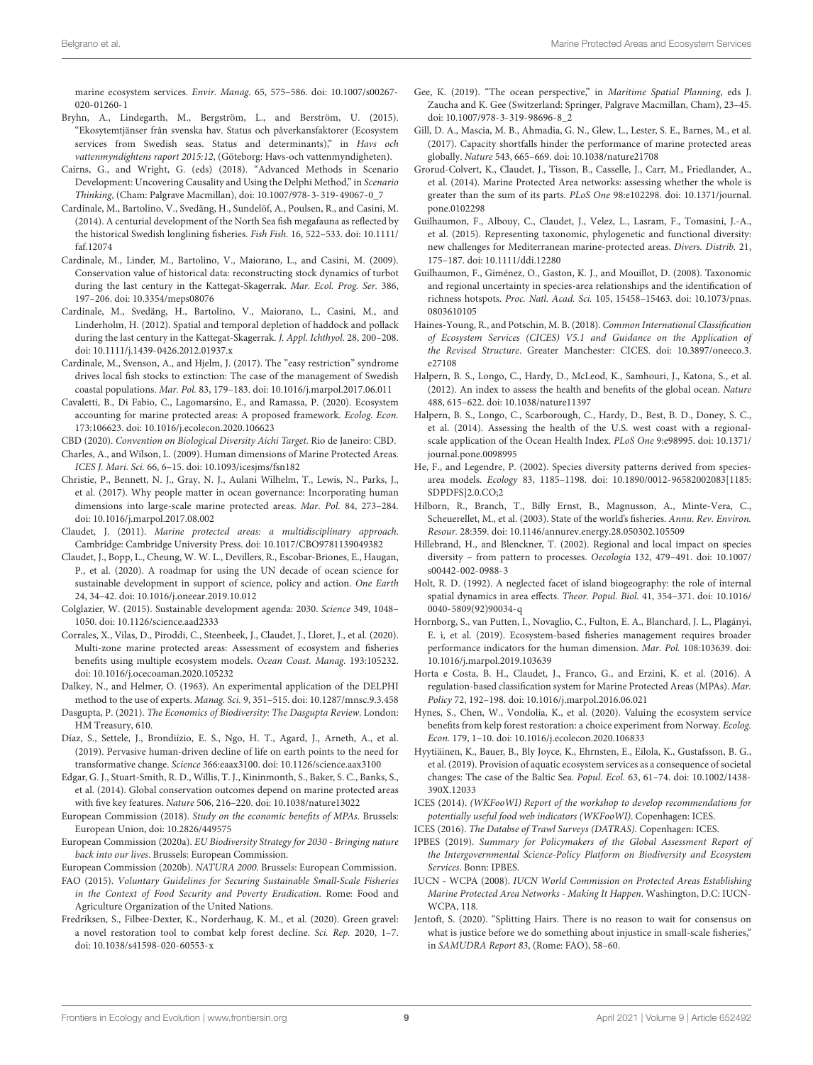marine ecosystem services. *Envir. Manag.* 65, 575–586. doi: 10.1007/s00267-020-01260-1

Bryhn, A., Lindegarth, M., Bergström, L., and Berström, U. (2015). "Ekosytemtjänser från svenska hav. Status och påverkansfaktorer (Ecosystem services from Swedish seas. Status and determinants)," in *Havs och vattenmyndightens raport 2015:12*, (Göteborg: Havs-och vattenmyndigheten).

Cairns, G., and Wright, G. (eds) (2018). "Advanced Methods in Scenario Development: Uncovering Causality and Using the Delphi Method," in *Scenario Thinking*, (Cham: Palgrave Macmillan), doi: 10.1007/978-3-319-49067-0_7

Cardinale, M., Bartolino, V., Svedäng, H., Sundelöf, A., Poulsen, R., and Casini, M. (2014). A centurial development of the North Sea fish megafauna as reflected by the historical Swedish longlining fisheries. *Fish Fish.* 16, 522–533. doi: 10.1111/faf.12074

Cardinale, M., Linder, M., Bartolino, V., Maiorano, L., and Casini, M. (2009). Conservation value of historical data: reconstructing stock dynamics of turbot during the last century in the Kattegat-Skagerrak. *Mar. Ecol. Prog. Ser.* 386, 197–206. doi: 10.3354/meps08076

Cardinale, M., Svedäng, H., Bartolino, V., Maiorano, L., Casini, M., and Linderholm, H. (2012). Spatial and temporal depletion of haddock and pollack during the last century in the Kattegat-Skagerrak. *J. Appl. Ichthyol.* 28, 200–208. doi: 10.1111/j.1439-0426.2012.01937.x

Cardinale, M., Svenson, A., and Hjelm, J. (2017). The "easy restriction" syndrome drives local fish stocks to extinction: The case of the management of Swedish coastal populations. *Mar. Pol.* 83, 179–183. doi: 10.1016/j.marpol.2017.06.011

Cavaletti, B., Di Fabio, C., Lagomarsino, E., and Ramassa, P. (2020). Ecosystem accounting for marine protected areas: A proposed framework. *Ecolog. Econ.* 173:106623. doi: 10.1016/j.ecolecon.2020.106623

CBD (2020). *Convention on Biological Diversity Aichi Target*. Rio de Janeiro: CBD.

Charles, A., and Wilson, L. (2009). Human dimensions of Marine Protected Areas. *ICES J. Mari. Sci.* 66, 6–15. doi: 10.1093/icesjms/fsn182

Christie, P., Bennett, N. J., Gray, N. J., Aulani Wilhelm, T., Lewis, N., Parks, J., et al. (2017). Why people matter in ocean governance: Incorporating human dimensions into large-scale marine protected areas. *Mar. Pol.* 84, 273–284. doi: 10.1016/j.marpol.2017.08.002

Claudet, J. (2011). *Marine protected areas: a multidisciplinary approach*. Cambridge: Cambridge University Press. doi: 10.1017/CBO9781139049382

Claudet, J., Bopp, L., Cheung, W. W. L., Devillers, R., Escobar-Briones, E., Haugan, P., et al. (2020). A roadmap for using the UN decade of ocean science for sustainable development in support of science, policy and action. *One Earth* 24, 34–42. doi: 10.1016/j.oneear.2019.10.012

Colglazier, W. (2015). Sustainable development agenda: 2030. *Science* 349, 1048–1050. doi: 10.1126/science.aad2333

Corrales, X., Vilas, D., Piroddi, C., Steenbeek, J., Claudet, J., Lloret, J., et al. (2020). Multi-zone marine protected areas: Assessment of ecosystem and fisheries benefits using multiple ecosystem models. *Ocean Coast. Manag.* 193:105232. doi: 10.1016/j.ocecoaman.2020.105232

Dalkey, N., and Helmer, O. (1963). An experimental application of the DELPHI method to the use of experts. *Manag. Sci.* 9, 351–515. doi: 10.1287/mnsc.9.3.458

Dasgupta, P. (2021). *The Economics of Biodiversity: The Dasgupta Review*. London: HM Treasury, 610.

Díaz, S., Settele, J., Brondiízio, E. S., Ngo, H. T., Agard, J., Arneth, A., et al. (2019). Pervasive human-driven decline of life on earth points to the need for transformative change. *Science* 366:eaax3100. doi: 10.1126/science.aax3100

Edgar, G. J., Stuart-Smith, R. D., Willis, T. J., Kininmonth, S., Baker, S. C., Banks, S., et al. (2014). Global conservation outcomes depend on marine protected areas with five key features. *Nature* 506, 216–220. doi: 10.1038/nature13022

European Commission (2018). *Study on the economic benefits of MPAs*. Brussels: European Union, doi: 10.2826/449575

European Commission (2020a). *EU Biodiversity Strategy for 2030 - Bringing nature back into our lives*. Brussels: European Commission.

European Commission (2020b). *NATURA 2000*. Brussels: European Commission.

FAO (2015). *Voluntary Guidelines for Securing Sustainable Small-Scale Fisheries in the Context of Food Security and Poverty Eradication*. Rome: Food and Agriculture Organization of the United Nations.

Fredriksen, S., Filbee-Dexter, K., Norderhaug, K. M., et al. (2020). Green gravel: a novel restoration tool to combat kelp forest decline. *Sci. Rep.* 2020, 1–7. doi: 10.1038/s41598-020-60553-x

Gee, K. (2019). "The ocean perspective," in *Maritime Spatial Planning*, eds J. Zaucha and K. Gee (Switzerland: Springer, Palgrave Macmillan, Cham), 23–45. doi: 10.1007/978-3-319-98696-8_2

Gill, D. A., Mascia, M. B., Ahmadia, G. N., Glew, L., Lester, S. E., Barnes, M., et al. (2017). Capacity shortfalls hinder the performance of marine protected areas globally. *Nature* 543, 665–669. doi: 10.1038/nature21708

Grorud-Colvert, K., Claudet, J., Tisson, B., Casselle, J., Carr, M., Friedlander, A., et al. (2014). Marine Protected Area networks: assessing whether the whole is greater than the sum of its parts. *PLoS One* 98:e102298. doi: 10.1371/journal.pone.0102298

Guilhaumon, F., Albouy, C., Claudet, J., Velez, L., Lasram, F., Tomasini, J.-A., et al. (2015). Representing taxonomic, phylogenetic and functional diversity: new challenges for Mediterranean marine-protected areas. *Divers. Distrib.* 21, 175–187. doi: 10.1111/ddi.12280

Guilhaumon, F., Giménez, O., Gaston, K. J., and Mouillot, D. (2008). Taxonomic and regional uncertainty in species-area relationships and the identification of richness hotspots. *Proc. Natl. Acad. Sci.* 105, 15458–15463. doi: 10.1073/pnas.0803610105

Haines-Young, R., and Potschin, M. B. (2018). *Common International Classification of Ecosystem Services (CICES) V5.1 and Guidance on the Application of the Revised Structure*. Greater Manchester: CICES. doi: 10.3897/oneeco.3.e27108

Halpern, B. S., Longo, C., Hardy, D., McLeod, K., Samhouri, J., Katona, S., et al. (2012). An index to assess the health and benefits of the global ocean. *Nature* 488, 615–622. doi: 10.1038/nature11397

Halpern, B. S., Longo, C., Scarborough, C., Hardy, D., Best, B. D., Doney, S. C., et al. (2014). Assessing the health of the U.S. west coast with a regional-scale application of the Ocean Health Index. *PLoS One* 9:e98995. doi: 10.1371/journal.pone.0098995

He, F., and Legendre, P. (2002). Species diversity patterns derived from species-area models. *Ecology* 83, 1185–1198. doi: 10.1890/0012-96582002083[1185:SDPDFS]2.0.CO;2

Hilborn, R., Branch, T., Billy Ernst, B., Magnusson, A., Minte-Vera, C., Scheuerellet, M., et al. (2003). State of the world's fisheries. *Annu. Rev. Environ. Resour.* 28:359. doi: 10.1146/annurev.energy.28.050302.105509

Hillebrand, H., and Blenckner, T. (2002). Regional and local impact on species diversity – from pattern to processes. *Oecologia* 132, 479–491. doi: 10.1007/s00442-002-0988-3

Holt, R. D. (1992). A neglected facet of island biogeography: the role of internal spatial dynamics in area effects. *Theor. Popul. Biol.* 41, 354–371. doi: 10.1016/0040-5809(92)90034-q

Hornborg, S., van Putten, I., Novaglio, C., Fulton, E. A., Blanchard, J. L., Plagányi, E. ì, et al. (2019). Ecosystem-based fisheries management requires broader performance indicators for the human dimension. *Mar. Pol.* 108:103639. doi: 10.1016/j.marpol.2019.103639

Horta e Costa, B. H., Claudet, J., Franco, G., and Erzini, K. et al. (2016). A regulation-based classification system for Marine Protected Areas (MPAs). *Mar. Policy* 72, 192–198. doi: 10.1016/j.marpol.2016.06.021

Hynes, S., Chen, W., Vondolia, K., et al. (2020). Valuing the ecosystem service benefits from kelp forest restoration: a choice experiment from Norway. *Ecolog. Econ.* 179, 1–10. doi: 10.1016/j.ecolecon.2020.106833

Hyytiäinen, K., Bauer, B., Bly Joyce, K., Ehrnsten, E., Eilola, K., Gustafsson, B. G., et al. (2019). Provision of aquatic ecosystem services as a consequence of societal changes: The case of the Baltic Sea. *Popul. Ecol.* 63, 61–74. doi: 10.1002/1438-390X.12033

ICES (2014). *(WKFooWI) Report of the workshop to develop recommendations for potentially useful food web indicators (WKFooWI)*. Copenhagen: ICES.

ICES (2016). *The Databse of Trawl Surveys (DATRAS)*. Copenhagen: ICES.

IPBES (2019). *Summary for Policymakers of the Global Assessment Report of the Intergovernmental Science-Policy Platform on Biodiversity and Ecosystem Services*. Bonn: IPBES.

IUCN - WCPA (2008). *IUCN World Commission on Protected Areas Establishing Marine Protected Area Networks - Making It Happen*. Washington, D.C: IUCN-WCPA, 118.

Jentoft, S. (2020). "Splitting Hairs. There is no reason to wait for consensus on what is justice before we do something about injustice in small-scale fisheries," in *SAMUDRA Report 83*, (Rome: FAO), 58–60.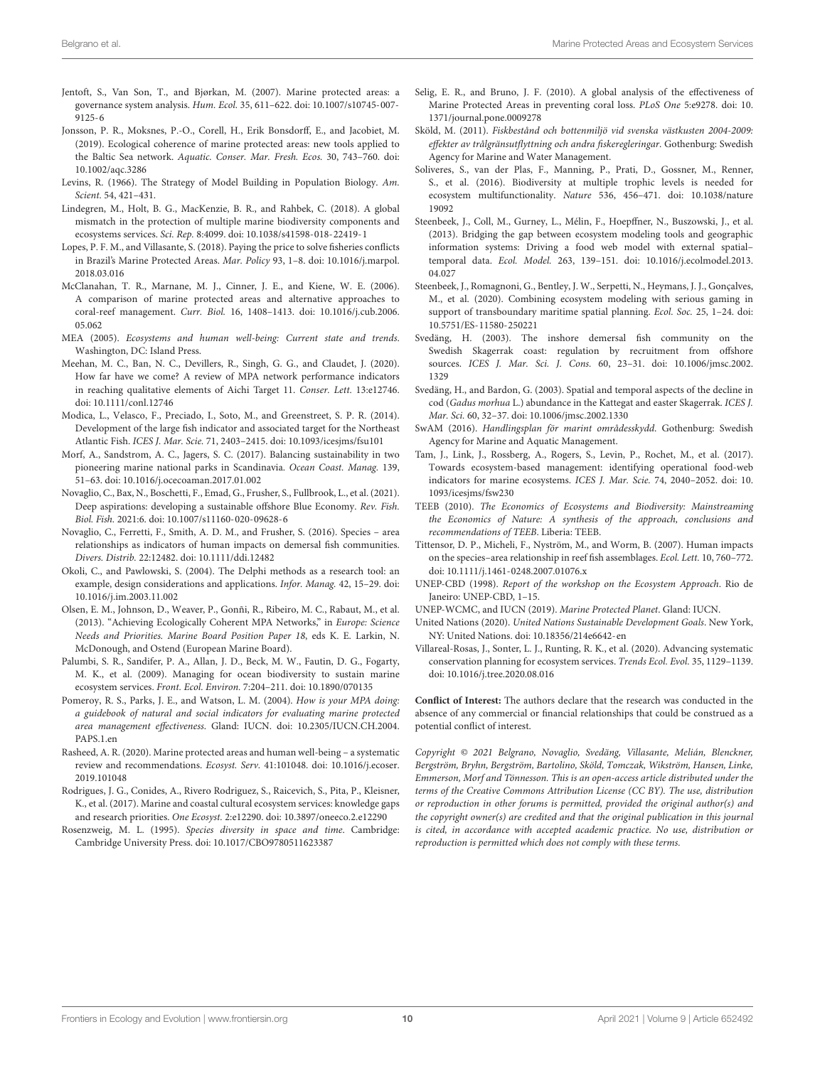Jentoft, S., Van Son, T., and Bjørkan, M. (2007). Marine protected areas: a governance system analysis. *Hum. Ecol.* 35, 611–622. doi: 10.1007/s10745-007-9125-6

Jonsson, P. R., Moksnes, P.-O., Corell, H., Erik Bonsdorff, E., and Jacobiet, M. (2019). Ecological coherence of marine protected areas: new tools applied to the Baltic Sea network. *Aquatic. Conser. Mar. Fresh. Ecos.* 30, 743–760. doi: 10.1002/aqc.3286

Levins, R. (1966). The Strategy of Model Building in Population Biology. *Am. Scient.* 54, 421–431.

Lindegren, M., Holt, B. G., MacKenzie, B. R., and Rahbek, C. (2018). A global mismatch in the protection of multiple marine biodiversity components and ecosystems services. *Sci. Rep.* 8:4099. doi: 10.1038/s41598-018-22419-1

Lopes, P. F. M., and Villasante, S. (2018). Paying the price to solve fisheries conflicts in Brazil's Marine Protected Areas. *Mar. Policy* 93, 1–8. doi: 10.1016/j.marpol.2018.03.016

McClanahan, T. R., Marnane, M. J., Cinner, J. E., and Kiene, W. E. (2006). A comparison of marine protected areas and alternative approaches to coral-reef management. *Curr. Biol.* 16, 1408–1413. doi: 10.1016/j.cub.2006.05.062

MEA (2005). *Ecosystems and human well-being: Current state and trends*. Washington, DC: Island Press.

Meehan, M. C., Ban, N. C., Devillers, R., Singh, G. G., and Claudet, J. (2020). How far have we come? A review of MPA network performance indicators in reaching qualitative elements of Aichi Target 11. *Conser. Lett.* 13:e12746. doi: 10.1111/conl.12746

Modica, L., Velasco, F., Preciado, I., Soto, M., and Greenstreet, S. P. R. (2014). Development of the large fish indicator and associated target for the Northeast Atlantic Fish. *ICES J. Mar. Scie.* 71, 2403–2415. doi: 10.1093/icesjms/fsu101

Morf, A., Sandstrom, A. C., Jagers, S. C. (2017). Balancing sustainability in two pioneering marine national parks in Scandinavia. *Ocean Coast. Manag.* 139, 51–63. doi: 10.1016/j.ocecoaman.2017.01.002

Novaglio, C., Bax, N., Boschetti, F., Emad, G., Frusher, S., Fullbrook, L., et al. (2021). Deep aspirations: developing a sustainable offshore Blue Economy. *Rev. Fish. Biol. Fish.* 2021:6. doi: 10.1007/s11160-020-09628-6

Novaglio, C., Ferretti, F., Smith, A. D. M., and Frusher, S. (2016). Species – area relationships as indicators of human impacts on demersal fish communities. *Divers. Distrib.* 22:12482. doi: 10.1111/ddi.12482

Okoli, C., and Pawlowski, S. (2004). The Delphi methods as a research tool: an example, design considerations and applications. *Infor. Manag.* 42, 15–29. doi: 10.1016/j.im.2003.11.002

Olsen, E. M., Johnson, D., Weaver, P., Gonñi, R., Ribeiro, M. C., Rabaut, M., et al. (2013). "Achieving Ecologically Coherent MPA Networks," in *Europe: Science Needs and Priorities. Marine Board Position Paper 18*, eds K. E. Larkin, N. McDonough, and Ostend (European Marine Board).

Palumbi, S. R., Sandifer, P. A., Allan, J. D., Beck, M. W., Fautin, D. G., Fogarty, M. K., et al. (2009). Managing for ocean biodiversity to sustain marine ecosystem services. *Front. Ecol. Environ.* 7:204–211. doi: 10.1890/070135

Pomeroy, R. S., Parks, J. E., and Watson, L. M. (2004). *How is your MPA doing: a guidebook of natural and social indicators for evaluating marine protected area management effectiveness*. Gland: IUCN. doi: 10.2305/IUCN.CH.2004.PAPS.1.en

Rasheed, A. R. (2020). Marine protected areas and human well-being – a systematic review and recommendations. *Ecosyst. Serv.* 41:101048. doi: 10.1016/j.ecoser.2019.101048

Rodrigues, J. G., Conides, A., Rivero Rodriguez, S., Raicevich, S., Pita, P., Kleisner, K., et al. (2017). Marine and coastal cultural ecosystem services: knowledge gaps and research priorities. *One Ecosyst.* 2:e12290. doi: 10.3897/oneeco.2.e12290

Rosenzweig, M. L. (1995). *Species diversity in space and time*. Cambridge: Cambridge University Press. doi: 10.1017/CBO9780511623387

Selig, E. R., and Bruno, J. F. (2010). A global analysis of the effectiveness of Marine Protected Areas in preventing coral loss. *PLoS One* 5:e9278. doi: 10.1371/journal.pone.0009278

Sköld, M. (2011). *Fiskbestånd och bottenmiljö vid svenska västkusten 2004-2009: effekter av trålgränsutflyttning och andra fiskeregleringar*. Gothenburg: Swedish Agency for Marine and Water Management.

Soliveres, S., van der Plas, F., Manning, P., Prati, D., Gossner, M., Renner, S., et al. (2016). Biodiversity at multiple trophic levels is needed for ecosystem multifunctionality. *Nature* 536, 456–471. doi: 10.1038/nature19092

Steenbeek, J., Coll, M., Gurney, L., Mélin, F., Hoepffner, N., Buszowski, J., et al. (2013). Bridging the gap between ecosystem modeling tools and geographic information systems: Driving a food web model with external spatial–temporal data. *Ecol. Model.* 263, 139–151. doi: 10.1016/j.ecolmodel.2013.04.027

Steenbeek, J., Romagnoni, G., Bentley, J. W., Serpetti, N., Heymans, J. J., Gonçalves, M., et al. (2020). Combining ecosystem modeling with serious gaming in support of transboundary maritime spatial planning. *Ecol. Soc.* 25, 1–24. doi: 10.5751/ES-11580-250221

Svedäng, H. (2003). The inshore demersal fish community on the Swedish Skagerrak coast: regulation by recruitment from offshore sources. *ICES J. Mar. Sci. J. Cons.* 60, 23–31. doi: 10.1006/jmsc.2002.1329

Svedäng, H., and Bardon, G. (2003). Spatial and temporal aspects of the decline in cod (*Gadus morhua* L.) abundance in the Kattegat and easter Skagerrak. *ICES J. Mar. Sci.* 60, 32–37. doi: 10.1006/jmsc.2002.1330

SwAM (2016). *Handlingsplan för marint områdesskydd*. Gothenburg: Swedish Agency for Marine and Aquatic Management.

Tam, J., Link, J., Rossberg, A., Rogers, S., Levin, P., Rochet, M., et al. (2017). Towards ecosystem-based management: identifying operational food-web indicators for marine ecosystems. *ICES J. Mar. Scie.* 74, 2040–2052. doi: 10.1093/icesjms/fsw230

TEEB (2010). *The Economics of Ecosystems and Biodiversity: Mainstreaming the Economics of Nature: A synthesis of the approach, conclusions and recommendations of TEEB*. Liberia: TEEB.

Tittensor, D. P., Micheli, F., Nyström, M., and Worm, B. (2007). Human impacts on the species–area relationship in reef fish assemblages. *Ecol. Lett.* 10, 760–772. doi: 10.1111/j.1461-0248.2007.01076.x

UNEP-CBD (1998). *Report of the workshop on the Ecosystem Approach*. Rio de Janeiro: UNEP-CBD, 1–15.

UNEP-WCMC, and IUCN (2019). *Marine Protected Planet*. Gland: IUCN.

United Nations (2020). *United Nations Sustainable Development Goals*. New York, NY: United Nations. doi: 10.18356/214e6642-en

Villareal-Rosas, J., Sonter, L. J., Runting, R. K., et al. (2020). Advancing systematic conservation planning for ecosystem services. *Trends Ecol. Evol.* 35, 1129–1139. doi: 10.1016/j.tree.2020.08.016

**Conflict of Interest:** The authors declare that the research was conducted in the absence of any commercial or financial relationships that could be construed as a potential conflict of interest.

*Copyright © 2021 Belgrano, Novaglio, Svedäng, Villasante, Melián, Blenckner, Bergström, Bryhn, Bergström, Bartolino, Sköld, Tomczak, Wikström, Hansen, Linke, Emmerson, Morf and Tönnesson. This is an open-access article distributed under the terms of the Creative Commons Attribution License (CC BY). The use, distribution or reproduction in other forums is permitted, provided the original author(s) and the copyright owner(s) are credited and that the original publication in this journal is cited, in accordance with accepted academic practice. No use, distribution or reproduction is permitted which does not comply with these terms.*